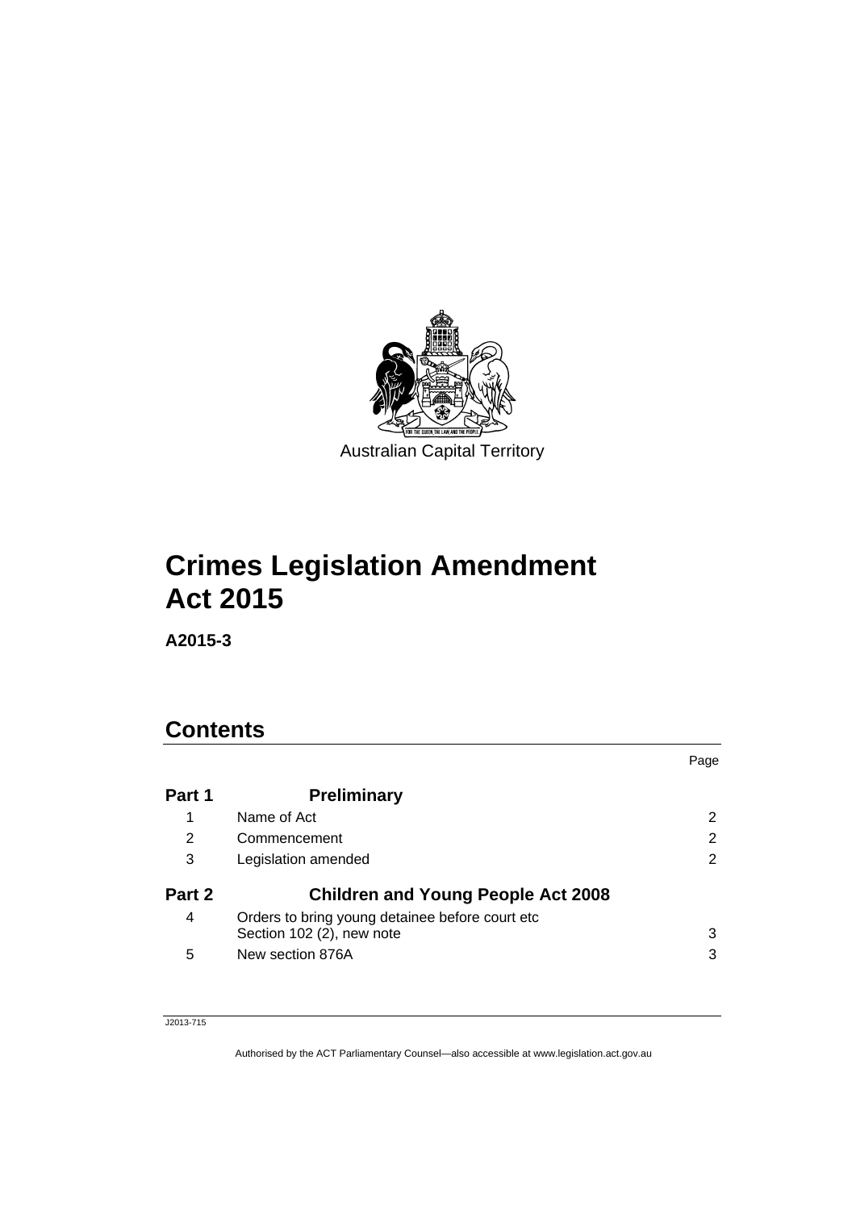Australian Capital Territory

# Crimes Legislation Amendment Act 2015

**A2015-3**

## Contents

| | | Page |
|---|---|---|
| **Part 1** | **Preliminary** | |
| 1 | Name of Act | 2 |
| 2 | Commencement | 2 |
| 3 | Legislation amended | 2 |
| **Part 2** | **Children and Young People Act 2008** | |
| 4 | Orders to bring young detainee before court etc Section 102 (2), new note | 3 |
| 5 | New section 876A | 3 |

J2013-715

Authorised by the ACT Parliamentary Counsel—also accessible at www.legislation.act.gov.au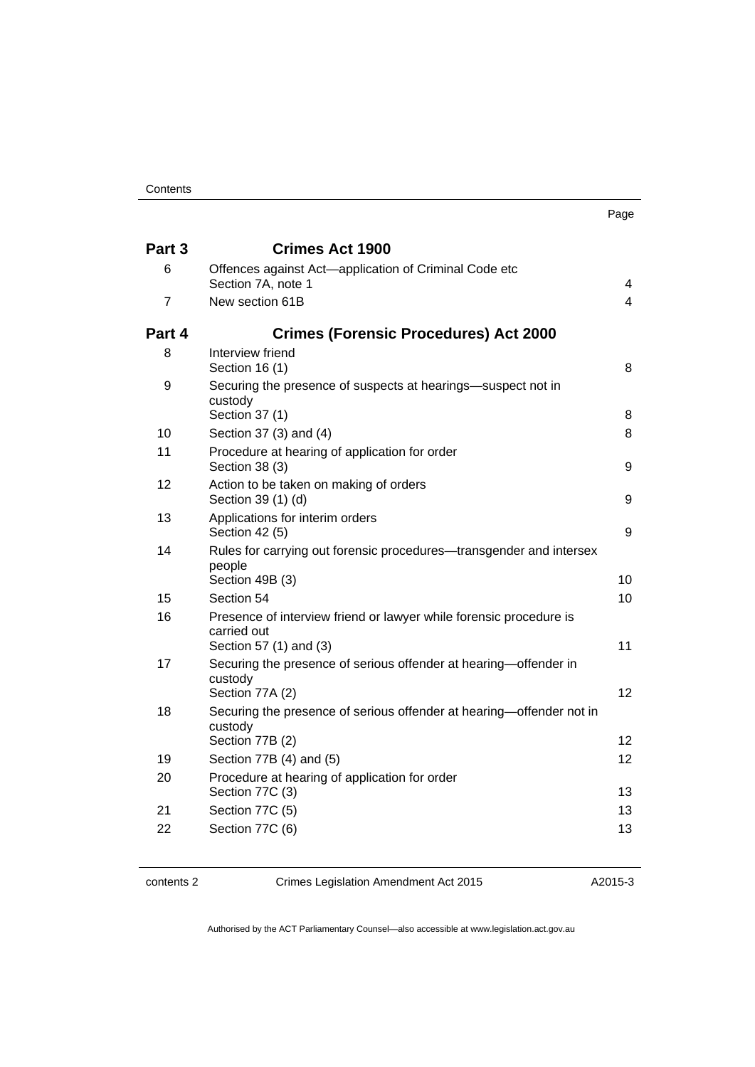| | | Page |
|---|---|---|
| **Part 3** | **Crimes Act 1900** | |
| 6 | Offences against Act—application of Criminal Code etc<br>Section 7A, note 1 | 4 |
| 7 | New section 61B | 4 |
| **Part 4** | **Crimes (Forensic Procedures) Act 2000** | |
| 8 | Interview friend<br>Section 16 (1) | 8 |
| 9 | Securing the presence of suspects at hearings—suspect not in custody<br>Section 37 (1) | 8 |
| 10 | Section 37 (3) and (4) | 8 |
| 11 | Procedure at hearing of application for order<br>Section 38 (3) | 9 |
| 12 | Action to be taken on making of orders<br>Section 39 (1) (d) | 9 |
| 13 | Applications for interim orders<br>Section 42 (5) | 9 |
| 14 | Rules for carrying out forensic procedures—transgender and intersex people<br>Section 49B (3) | 10 |
| 15 | Section 54 | 10 |
| 16 | Presence of interview friend or lawyer while forensic procedure is carried out<br>Section 57 (1) and (3) | 11 |
| 17 | Securing the presence of serious offender at hearing—offender in custody<br>Section 77A (2) | 12 |
| 18 | Securing the presence of serious offender at hearing—offender not in custody<br>Section 77B (2) | 12 |
| 19 | Section 77B (4) and (5) | 12 |
| 20 | Procedure at hearing of application for order<br>Section 77C (3) | 13 |
| 21 | Section 77C (5) | 13 |
| 22 | Section 77C (6) | 13 |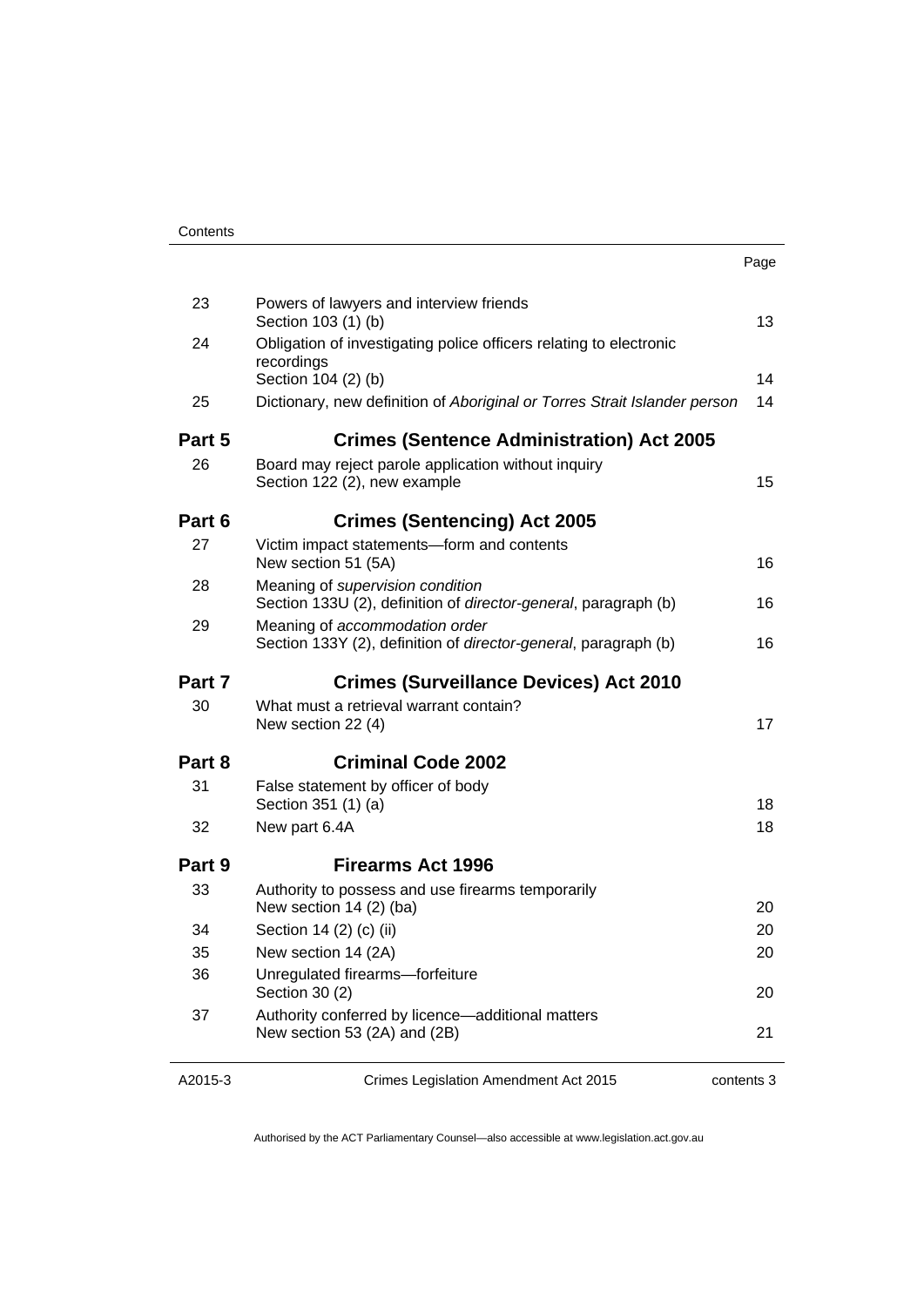| | | Page |
|---|---|---|
| 23 | Powers of lawyers and interview friends<br>Section 103 (1) (b) | 13 |
| 24 | Obligation of investigating police officers relating to electronic recordings<br>Section 104 (2) (b) | 14 |
| 25 | Dictionary, new definition of *Aboriginal or Torres Strait Islander person* | 14 |
| **Part 5** | **Crimes (Sentence Administration) Act 2005** | |
| 26 | Board may reject parole application without inquiry<br>Section 122 (2), new example | 15 |
| **Part 6** | **Crimes (Sentencing) Act 2005** | |
| 27 | Victim impact statements—form and contents<br>New section 51 (5A) | 16 |
| 28 | Meaning of *supervision condition*<br>Section 133U (2), definition of *director-general*, paragraph (b) | 16 |
| 29 | Meaning of *accommodation order*<br>Section 133Y (2), definition of *director-general*, paragraph (b) | 16 |
| **Part 7** | **Crimes (Surveillance Devices) Act 2010** | |
| 30 | What must a retrieval warrant contain?<br>New section 22 (4) | 17 |
| **Part 8** | **Criminal Code 2002** | |
| 31 | False statement by officer of body<br>Section 351 (1) (a) | 18 |
| 32 | New part 6.4A | 18 |
| **Part 9** | **Firearms Act 1996** | |
| 33 | Authority to possess and use firearms temporarily<br>New section 14 (2) (ba) | 20 |
| 34 | Section 14 (2) (c) (ii) | 20 |
| 35 | New section 14 (2A) | 20 |
| 36 | Unregulated firearms—forfeiture<br>Section 30 (2) | 20 |
| 37 | Authority conferred by licence—additional matters<br>New section 53 (2A) and (2B) | 21 |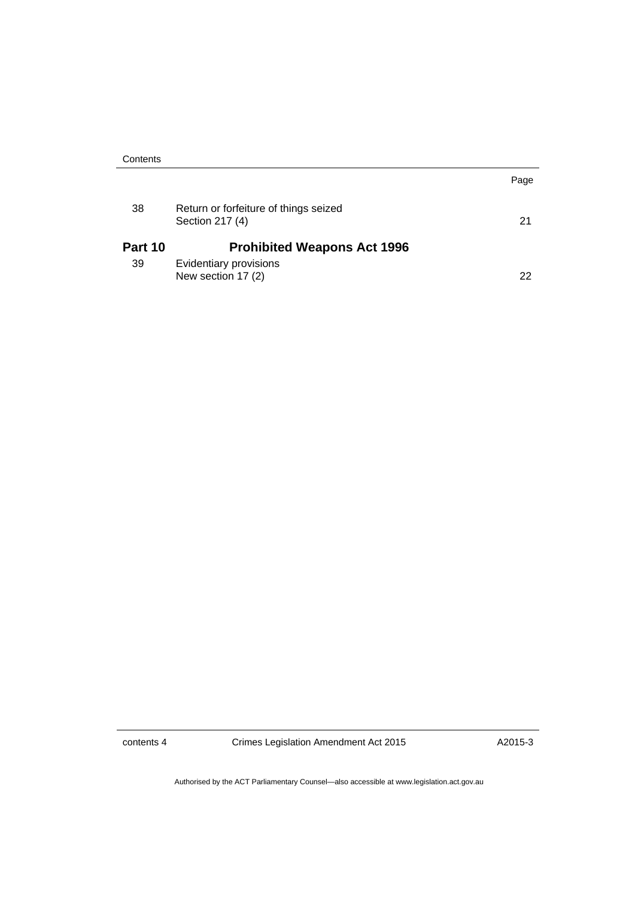| | | Page |
|---|---|---|
| 38 | Return or forfeiture of things seized<br>Section 217 (4) | 21 |
| **Part 10** | **Prohibited Weapons Act 1996** | |
| 39 | Evidentiary provisions<br>New section 17 (2) | 22 |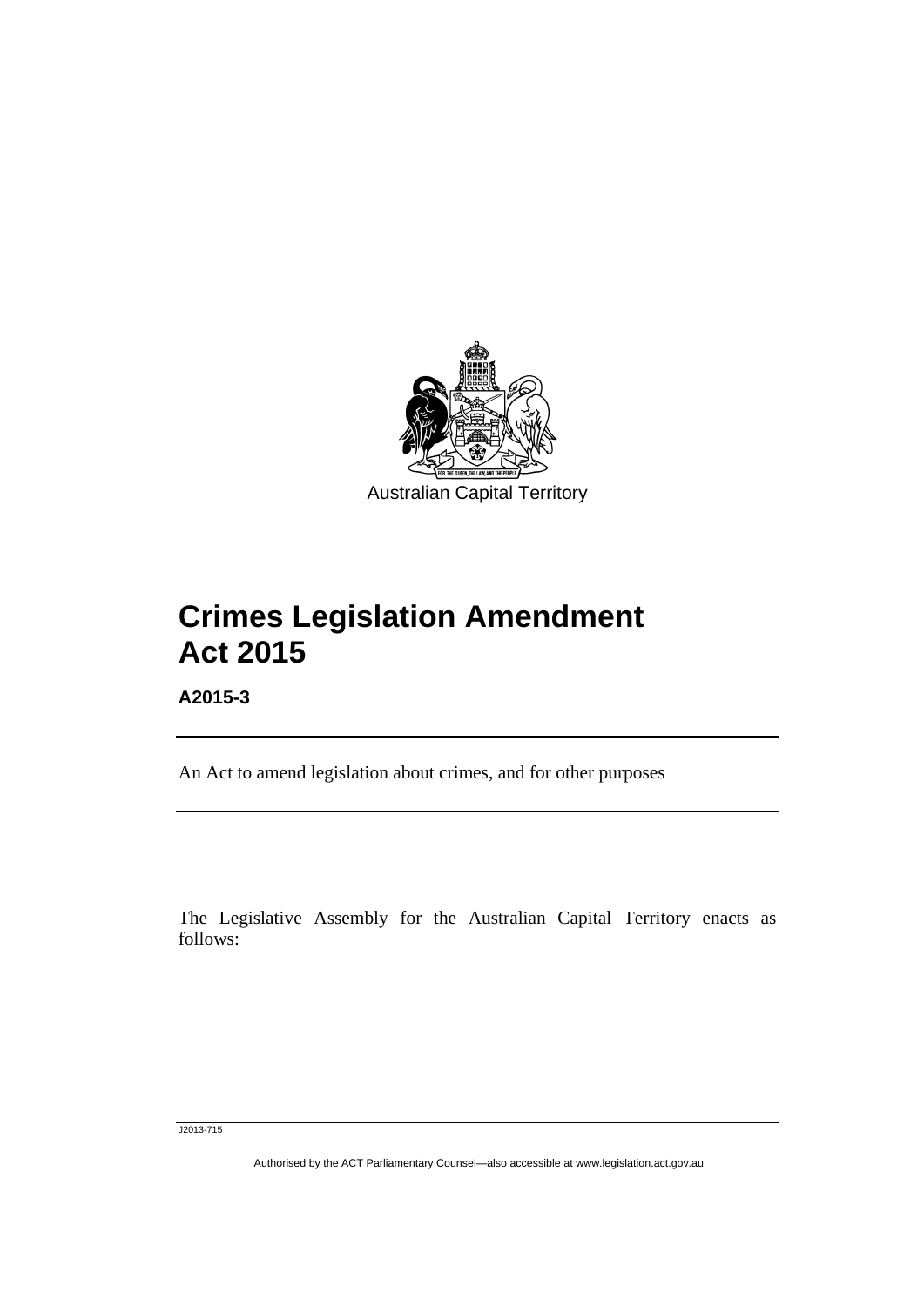Australian Capital Territory

# Crimes Legislation Amendment Act 2015

**A2015-3**

An Act to amend legislation about crimes, and for other purposes

The Legislative Assembly for the Australian Capital Territory enacts as follows:

J2013-715

Authorised by the ACT Parliamentary Counsel—also accessible at www.legislation.act.gov.au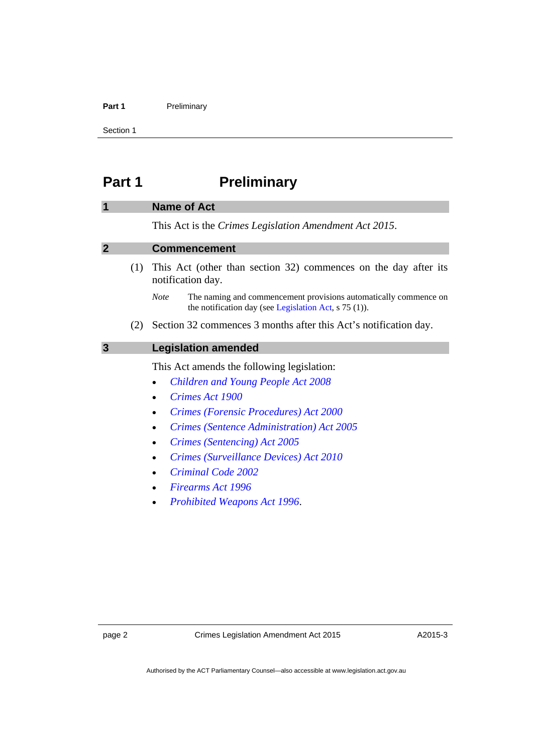# Part 1 Preliminary

## 1 Name of Act

This Act is the *Crimes Legislation Amendment Act 2015*.

## 2 Commencement

(1) This Act (other than section 32) commences on the day after its notification day.

*Note* The naming and commencement provisions automatically commence on the notification day (see Legislation Act, s 75 (1)).

(2) Section 32 commences 3 months after this Act's notification day.

## 3 Legislation amended

This Act amends the following legislation:

- *Children and Young People Act 2008*
- *Crimes Act 1900*
- *Crimes (Forensic Procedures) Act 2000*
- *Crimes (Sentence Administration) Act 2005*
- *Crimes (Sentencing) Act 2005*
- *Crimes (Surveillance Devices) Act 2010*
- *Criminal Code 2002*
- *Firearms Act 1996*
- *Prohibited Weapons Act 1996*.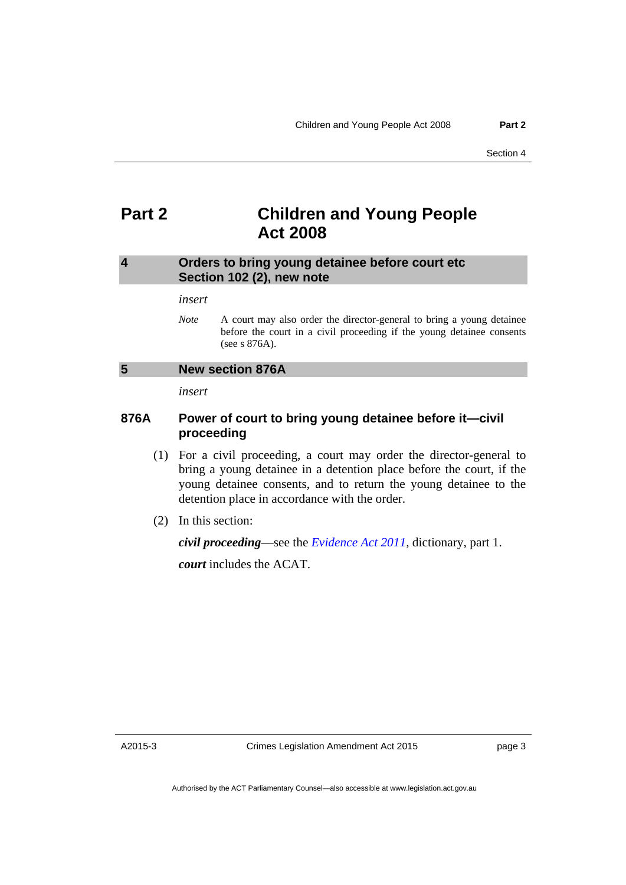# Part 2 Children and Young People Act 2008

## 4 Orders to bring young detainee before court etc Section 102 (2), new note

*insert*

*Note* A court may also order the director-general to bring a young detainee before the court in a civil proceeding if the young detainee consents (see s 876A).

## 5 New section 876A

*insert*

### 876A Power of court to bring young detainee before it—civil proceeding

(1) For a civil proceeding, a court may order the director-general to bring a young detainee in a detention place before the court, if the young detainee consents, and to return the young detainee to the detention place in accordance with the order.

(2) In this section:

***civil proceeding***—see the *Evidence Act 2011*, dictionary, part 1.

***court*** includes the ACAT.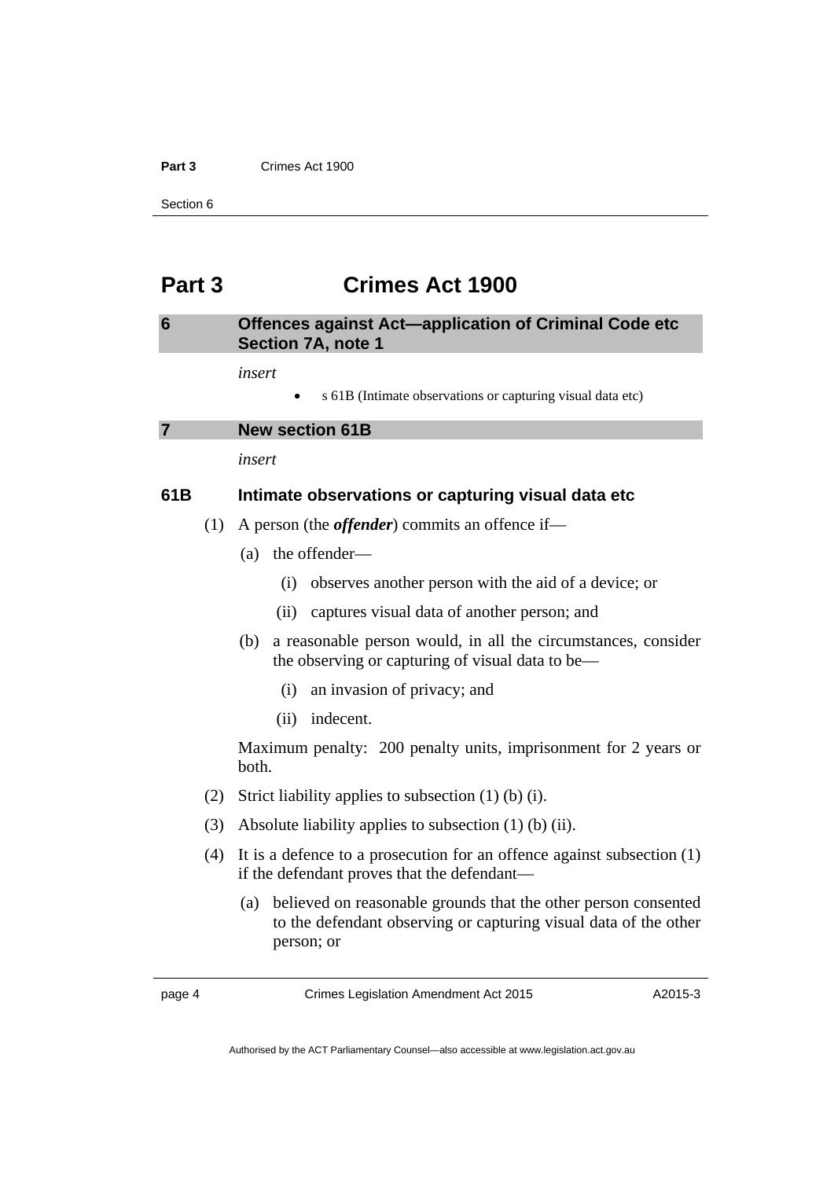# Part 3 Crimes Act 1900

## 6 Offences against Act—application of Criminal Code etc Section 7A, note 1

*insert*

- s 61B (Intimate observations or capturing visual data etc)

## 7 New section 61B

*insert*

### 61B Intimate observations or capturing visual data etc

(1) A person (the ***offender***) commits an offence if—

(a) the offender—

(i) observes another person with the aid of a device; or

(ii) captures visual data of another person; and

(b) a reasonable person would, in all the circumstances, consider the observing or capturing of visual data to be—

(i) an invasion of privacy; and

(ii) indecent.

Maximum penalty: 200 penalty units, imprisonment for 2 years or both.

(2) Strict liability applies to subsection (1) (b) (i).

(3) Absolute liability applies to subsection (1) (b) (ii).

(4) It is a defence to a prosecution for an offence against subsection (1) if the defendant proves that the defendant—

(a) believed on reasonable grounds that the other person consented to the defendant observing or capturing visual data of the other person; or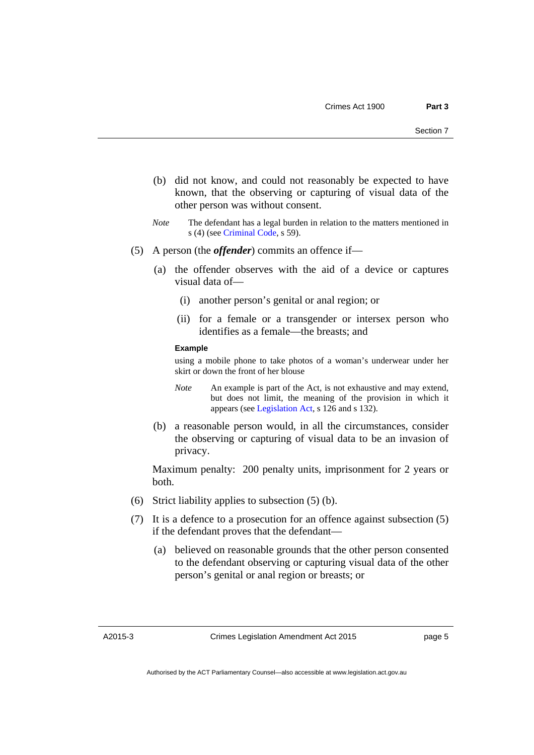(b) did not know, and could not reasonably be expected to have known, that the observing or capturing of visual data of the other person was without consent.

*Note* The defendant has a legal burden in relation to the matters mentioned in s (4) (see Criminal Code, s 59).

(5) A person (the ***offender***) commits an offence if—

(a) the offender observes with the aid of a device or captures visual data of—

(i) another person's genital or anal region; or

(ii) for a female or a transgender or intersex person who identifies as a female—the breasts; and

**Example**

using a mobile phone to take photos of a woman's underwear under her skirt or down the front of her blouse

*Note* An example is part of the Act, is not exhaustive and may extend, but does not limit, the meaning of the provision in which it appears (see Legislation Act, s 126 and s 132).

(b) a reasonable person would, in all the circumstances, consider the observing or capturing of visual data to be an invasion of privacy.

Maximum penalty: 200 penalty units, imprisonment for 2 years or both.

(6) Strict liability applies to subsection (5) (b).

(7) It is a defence to a prosecution for an offence against subsection (5) if the defendant proves that the defendant—

(a) believed on reasonable grounds that the other person consented to the defendant observing or capturing visual data of the other person's genital or anal region or breasts; or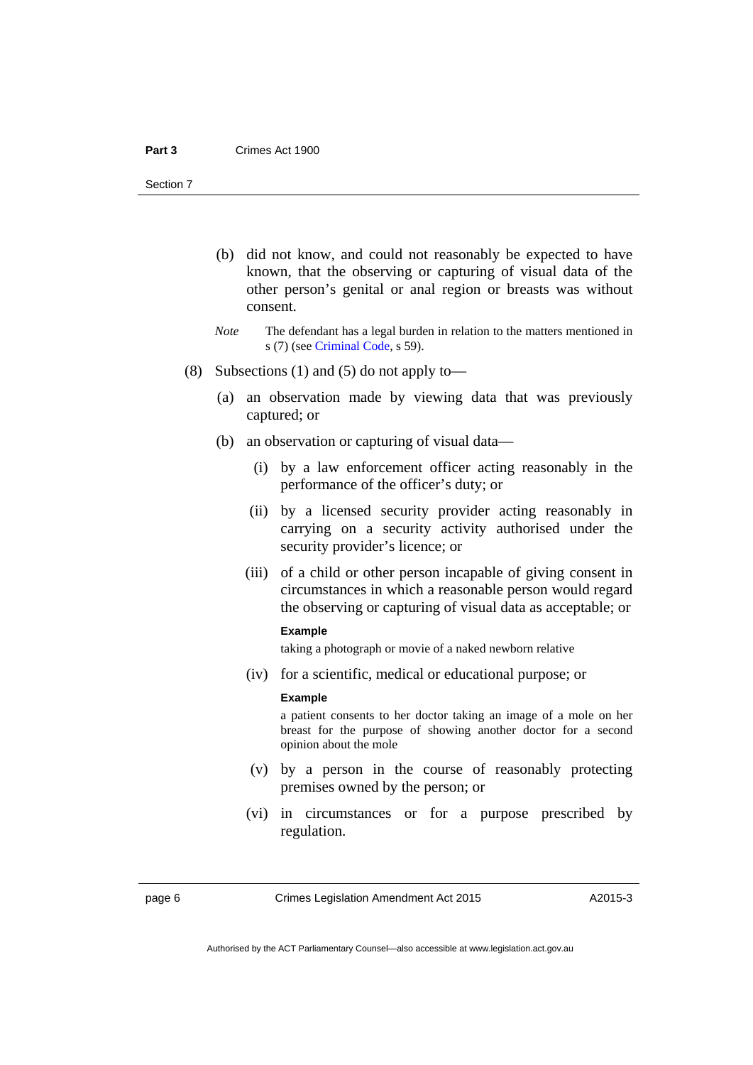(b) did not know, and could not reasonably be expected to have known, that the observing or capturing of visual data of the other person's genital or anal region or breasts was without consent.

*Note* The defendant has a legal burden in relation to the matters mentioned in s (7) (see Criminal Code, s 59).

(8) Subsections (1) and (5) do not apply to—

(a) an observation made by viewing data that was previously captured; or

(b) an observation or capturing of visual data—

(i) by a law enforcement officer acting reasonably in the performance of the officer's duty; or

(ii) by a licensed security provider acting reasonably in carrying on a security activity authorised under the security provider's licence; or

(iii) of a child or other person incapable of giving consent in circumstances in which a reasonable person would regard the observing or capturing of visual data as acceptable; or

**Example**

taking a photograph or movie of a naked newborn relative

(iv) for a scientific, medical or educational purpose; or

**Example**

a patient consents to her doctor taking an image of a mole on her breast for the purpose of showing another doctor for a second opinion about the mole

(v) by a person in the course of reasonably protecting premises owned by the person; or

(vi) in circumstances or for a purpose prescribed by regulation.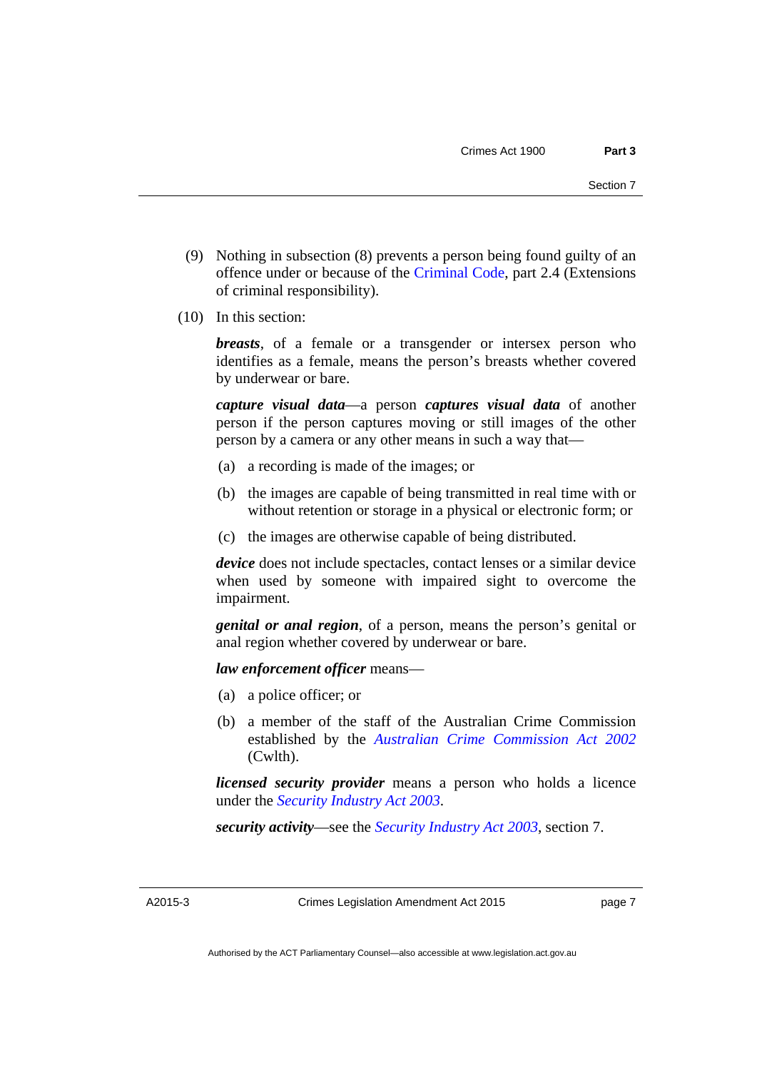(9) Nothing in subsection (8) prevents a person being found guilty of an offence under or because of the Criminal Code, part 2.4 (Extensions of criminal responsibility).

(10) In this section:

***breasts***, of a female or a transgender or intersex person who identifies as a female, means the person's breasts whether covered by underwear or bare.

***capture visual data***—a person ***captures visual data*** of another person if the person captures moving or still images of the other person by a camera or any other means in such a way that—

(a) a recording is made of the images; or

(b) the images are capable of being transmitted in real time with or without retention or storage in a physical or electronic form; or

(c) the images are otherwise capable of being distributed.

***device*** does not include spectacles, contact lenses or a similar device when used by someone with impaired sight to overcome the impairment.

***genital or anal region***, of a person, means the person's genital or anal region whether covered by underwear or bare.

***law enforcement officer*** means—

(a) a police officer; or

(b) a member of the staff of the Australian Crime Commission established by the *Australian Crime Commission Act 2002* (Cwlth).

***licensed security provider*** means a person who holds a licence under the *Security Industry Act 2003*.

***security activity***—see the *Security Industry Act 2003*, section 7.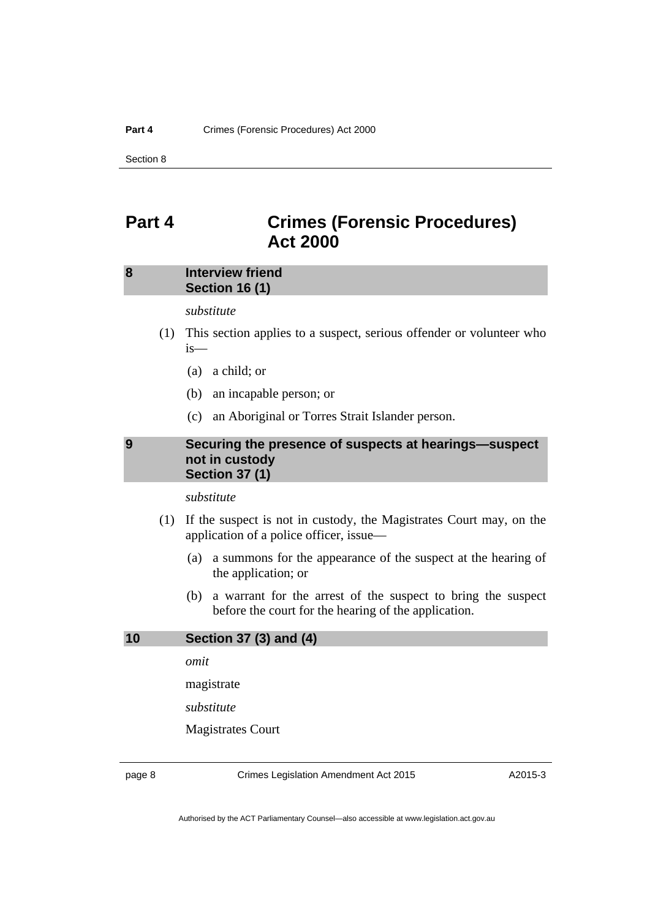# Part 4 Crimes (Forensic Procedures) Act 2000

## 8 Interview friend
### Section 16 (1)

*substitute*

(1) This section applies to a suspect, serious offender or volunteer who is—

(a) a child; or

(b) an incapable person; or

(c) an Aboriginal or Torres Strait Islander person.

## 9 Securing the presence of suspects at hearings—suspect not in custody
### Section 37 (1)

*substitute*

(1) If the suspect is not in custody, the Magistrates Court may, on the application of a police officer, issue—

(a) a summons for the appearance of the suspect at the hearing of the application; or

(b) a warrant for the arrest of the suspect to bring the suspect before the court for the hearing of the application.

## 10 Section 37 (3) and (4)

*omit*

magistrate

*substitute*

Magistrates Court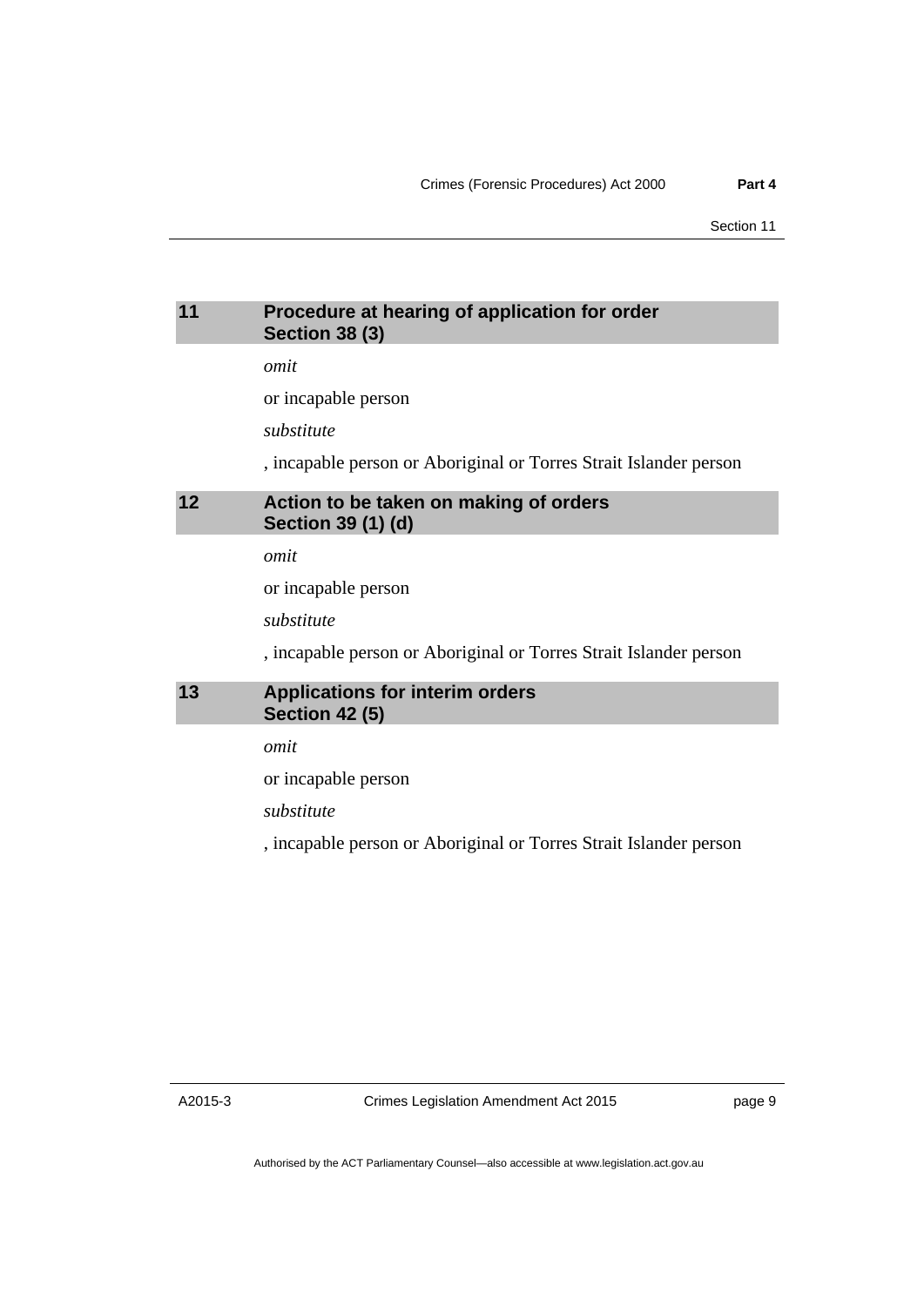## 11 Procedure at hearing of application for order
## Section 38 (3)

*omit*

or incapable person

*substitute*

, incapable person or Aboriginal or Torres Strait Islander person

## 12 Action to be taken on making of orders
## Section 39 (1) (d)

*omit*

or incapable person

*substitute*

, incapable person or Aboriginal or Torres Strait Islander person

## 13 Applications for interim orders
## Section 42 (5)

*omit*

or incapable person

*substitute*

, incapable person or Aboriginal or Torres Strait Islander person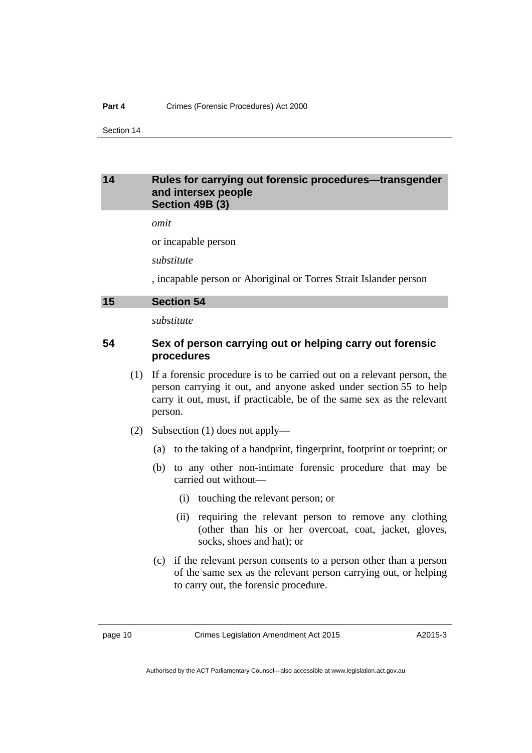## 14 Rules for carrying out forensic procedures—transgender and intersex people Section 49B (3)

*omit*

or incapable person

*substitute*

, incapable person or Aboriginal or Torres Strait Islander person

## 15 Section 54

*substitute*

### 54 Sex of person carrying out or helping carry out forensic procedures

(1) If a forensic procedure is to be carried out on a relevant person, the person carrying it out, and anyone asked under section 55 to help carry it out, must, if practicable, be of the same sex as the relevant person.

(2) Subsection (1) does not apply—

(a) to the taking of a handprint, fingerprint, footprint or toeprint; or

(b) to any other non-intimate forensic procedure that may be carried out without—

(i) touching the relevant person; or

(ii) requiring the relevant person to remove any clothing (other than his or her overcoat, coat, jacket, gloves, socks, shoes and hat); or

(c) if the relevant person consents to a person other than a person of the same sex as the relevant person carrying out, or helping to carry out, the forensic procedure.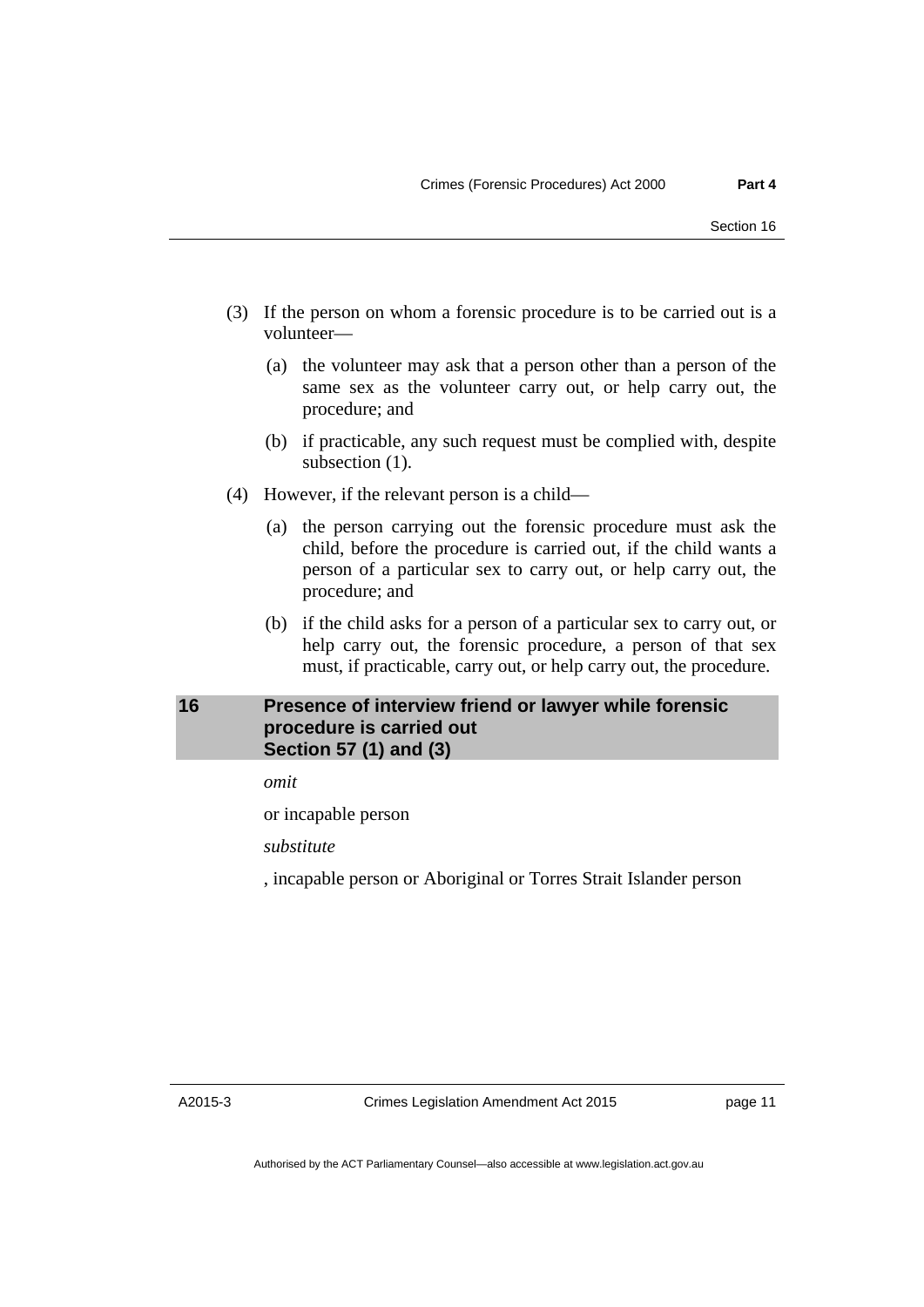(3) If the person on whom a forensic procedure is to be carried out is a volunteer—

  (a) the volunteer may ask that a person other than a person of the same sex as the volunteer carry out, or help carry out, the procedure; and

  (b) if practicable, any such request must be complied with, despite subsection (1).

(4) However, if the relevant person is a child—

  (a) the person carrying out the forensic procedure must ask the child, before the procedure is carried out, if the child wants a person of a particular sex to carry out, or help carry out, the procedure; and

  (b) if the child asks for a person of a particular sex to carry out, or help carry out, the forensic procedure, a person of that sex must, if practicable, carry out, or help carry out, the procedure.

## 16 Presence of interview friend or lawyer while forensic procedure is carried out Section 57 (1) and (3)

*omit*

or incapable person

*substitute*

, incapable person or Aboriginal or Torres Strait Islander person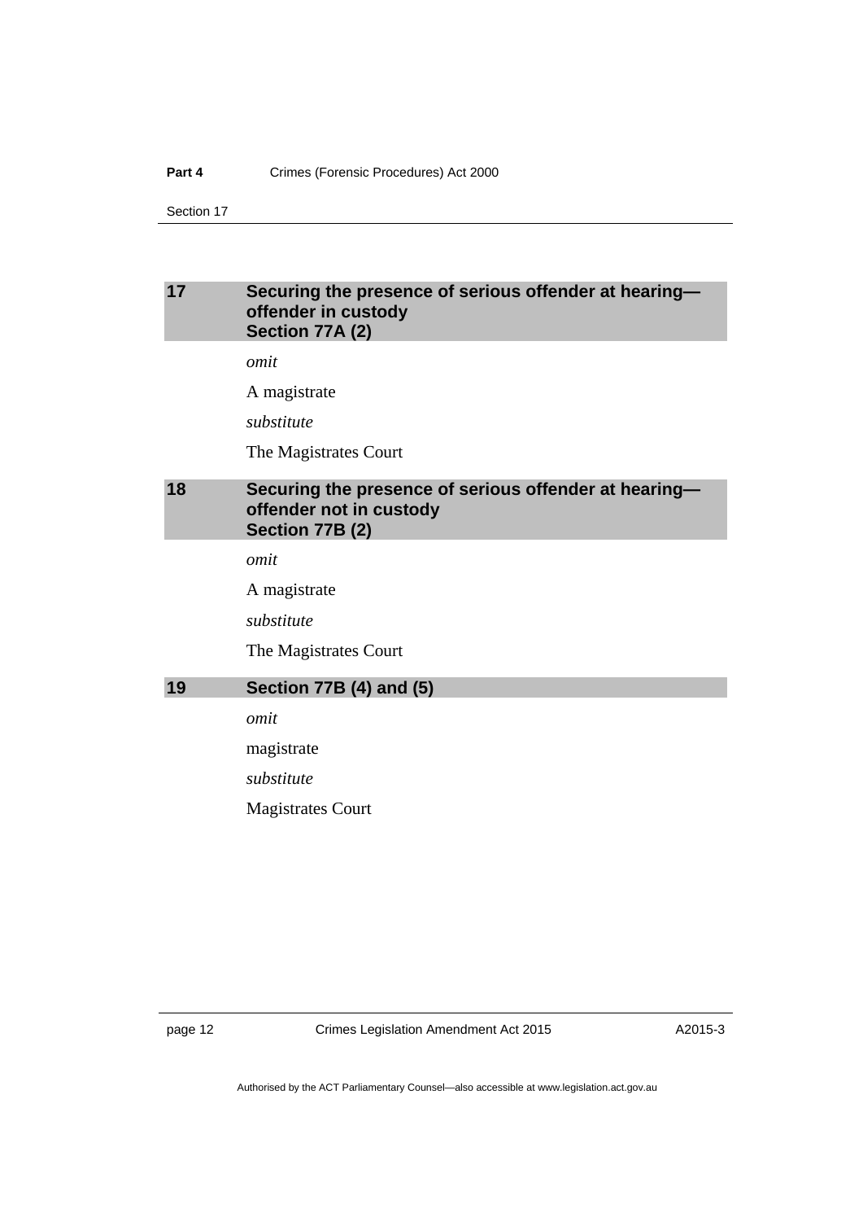### 17 Securing the presence of serious offender at hearing—offender in custody Section 77A (2)

*omit*

A magistrate

*substitute*

The Magistrates Court

### 18 Securing the presence of serious offender at hearing—offender not in custody Section 77B (2)

*omit*

A magistrate

*substitute*

The Magistrates Court

### 19 Section 77B (4) and (5)

*omit*

magistrate

*substitute*

Magistrates Court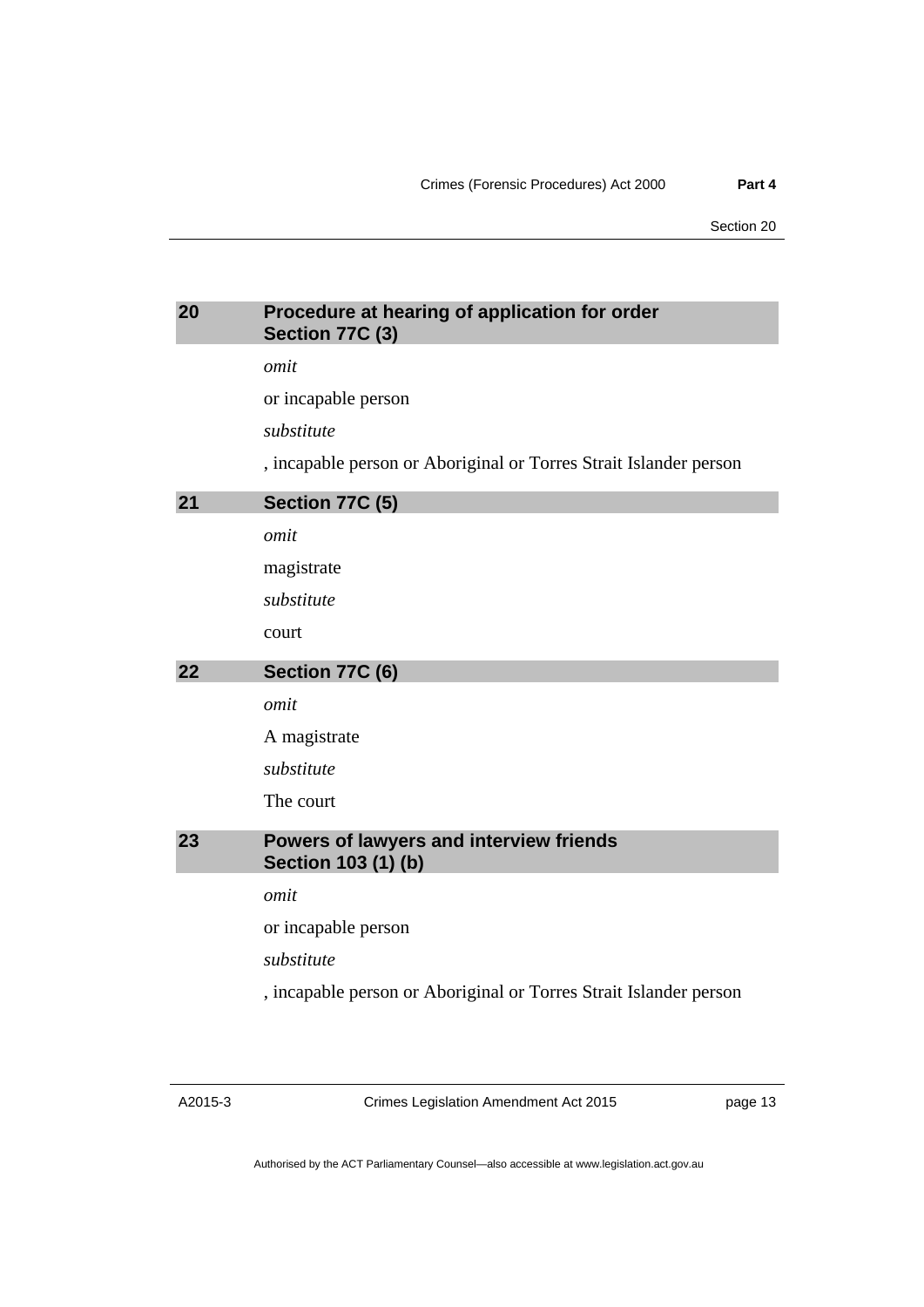## 20 Procedure at hearing of application for order Section 77C (3)

*omit*

or incapable person

*substitute*

, incapable person or Aboriginal or Torres Strait Islander person

## 21 Section 77C (5)

*omit*

magistrate

*substitute*

court

## 22 Section 77C (6)

*omit*

A magistrate

*substitute*

The court

## 23 Powers of lawyers and interview friends Section 103 (1) (b)

*omit*

or incapable person

*substitute*

, incapable person or Aboriginal or Torres Strait Islander person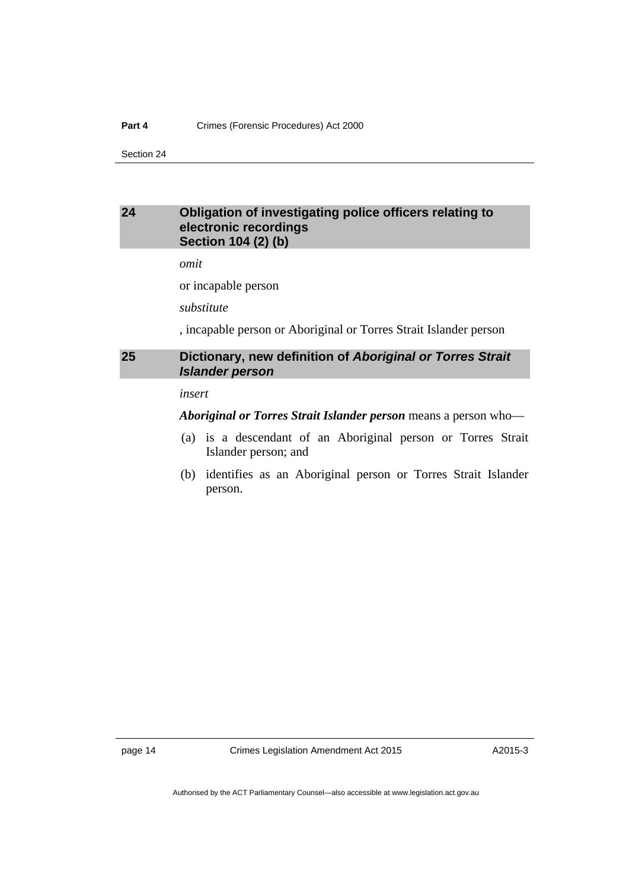### 24 Obligation of investigating police officers relating to electronic recordings Section 104 (2) (b)

*omit*

or incapable person

*substitute*

, incapable person or Aboriginal or Torres Strait Islander person

### 25 Dictionary, new definition of *Aboriginal or Torres Strait Islander person*

*insert*

***Aboriginal or Torres Strait Islander person*** means a person who—

(a) is a descendant of an Aboriginal person or Torres Strait Islander person; and

(b) identifies as an Aboriginal person or Torres Strait Islander person.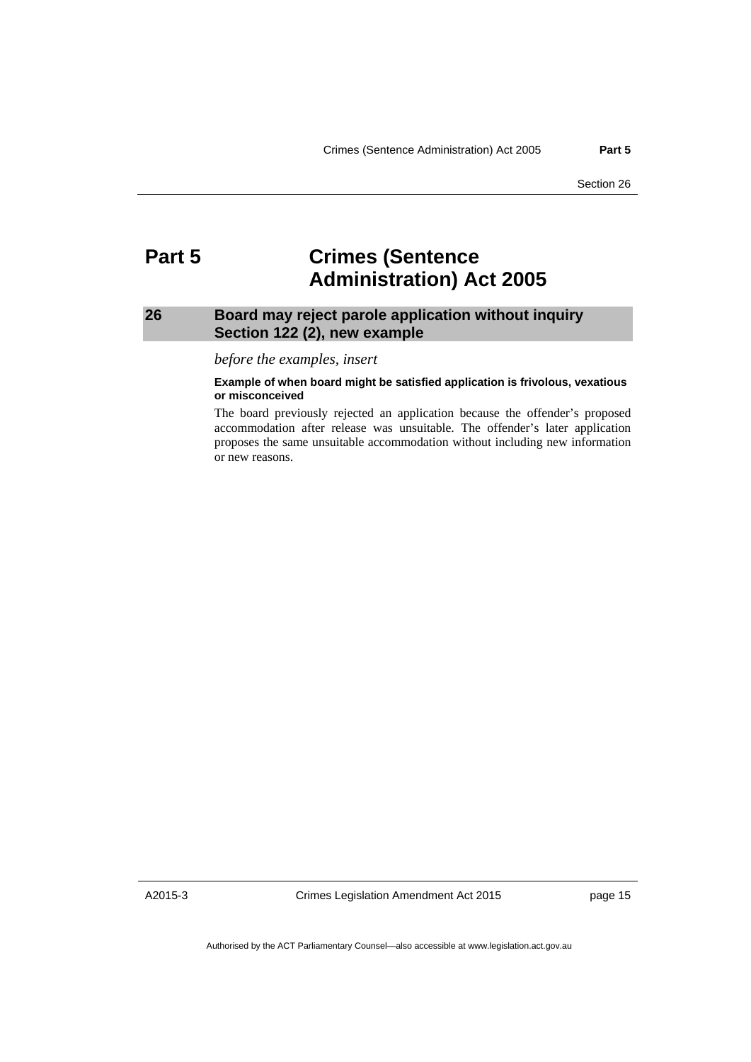# Part 5 Crimes (Sentence Administration) Act 2005

## 26 Board may reject parole application without inquiry Section 122 (2), new example

*before the examples, insert*

**Example of when board might be satisfied application is frivolous, vexatious or misconceived**

The board previously rejected an application because the offender's proposed accommodation after release was unsuitable. The offender's later application proposes the same unsuitable accommodation without including new information or new reasons.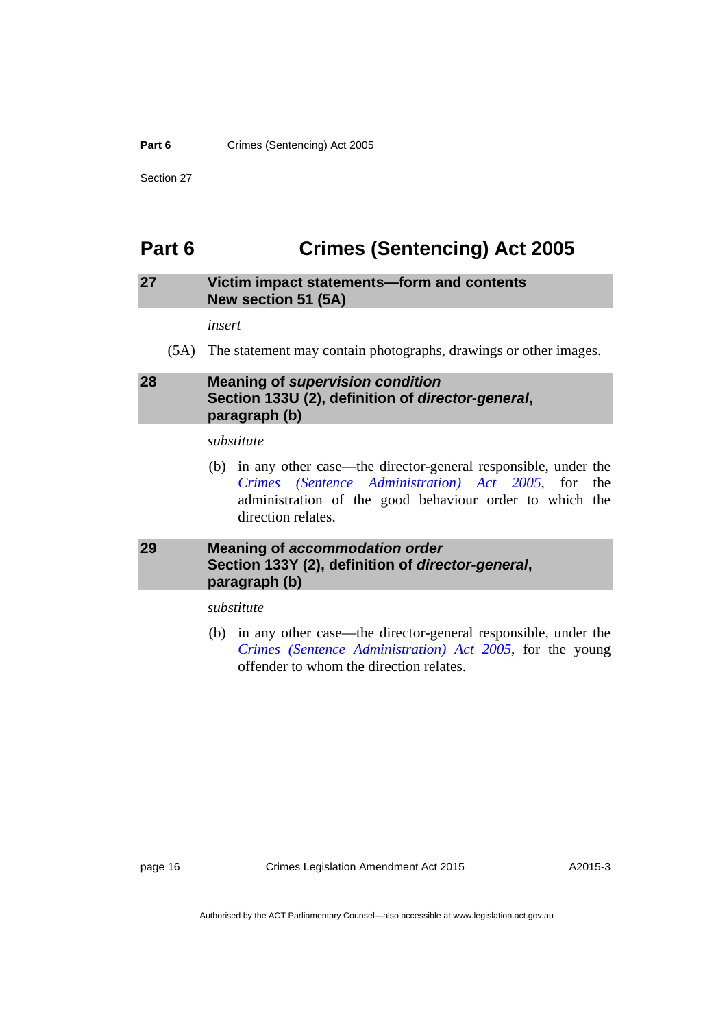# Part 6 Crimes (Sentencing) Act 2005

### 27 Victim impact statements—form and contents
### New section 51 (5A)

*insert*

(5A) The statement may contain photographs, drawings or other images.

### 28 Meaning of *supervision condition*
### Section 133U (2), definition of *director-general*, paragraph (b)

*substitute*

(b) in any other case—the director-general responsible, under the *Crimes (Sentence Administration) Act 2005*, for the administration of the good behaviour order to which the direction relates.

### 29 Meaning of *accommodation order*
### Section 133Y (2), definition of *director-general*, paragraph (b)

*substitute*

(b) in any other case—the director-general responsible, under the *Crimes (Sentence Administration) Act 2005*, for the young offender to whom the direction relates.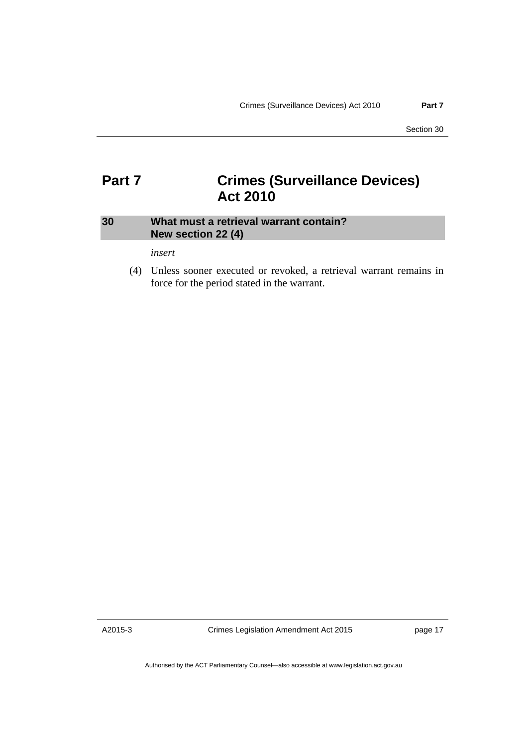# Part 7 Crimes (Surveillance Devices) Act 2010

## 30 What must a retrieval warrant contain? New section 22 (4)

*insert*

(4) Unless sooner executed or revoked, a retrieval warrant remains in force for the period stated in the warrant.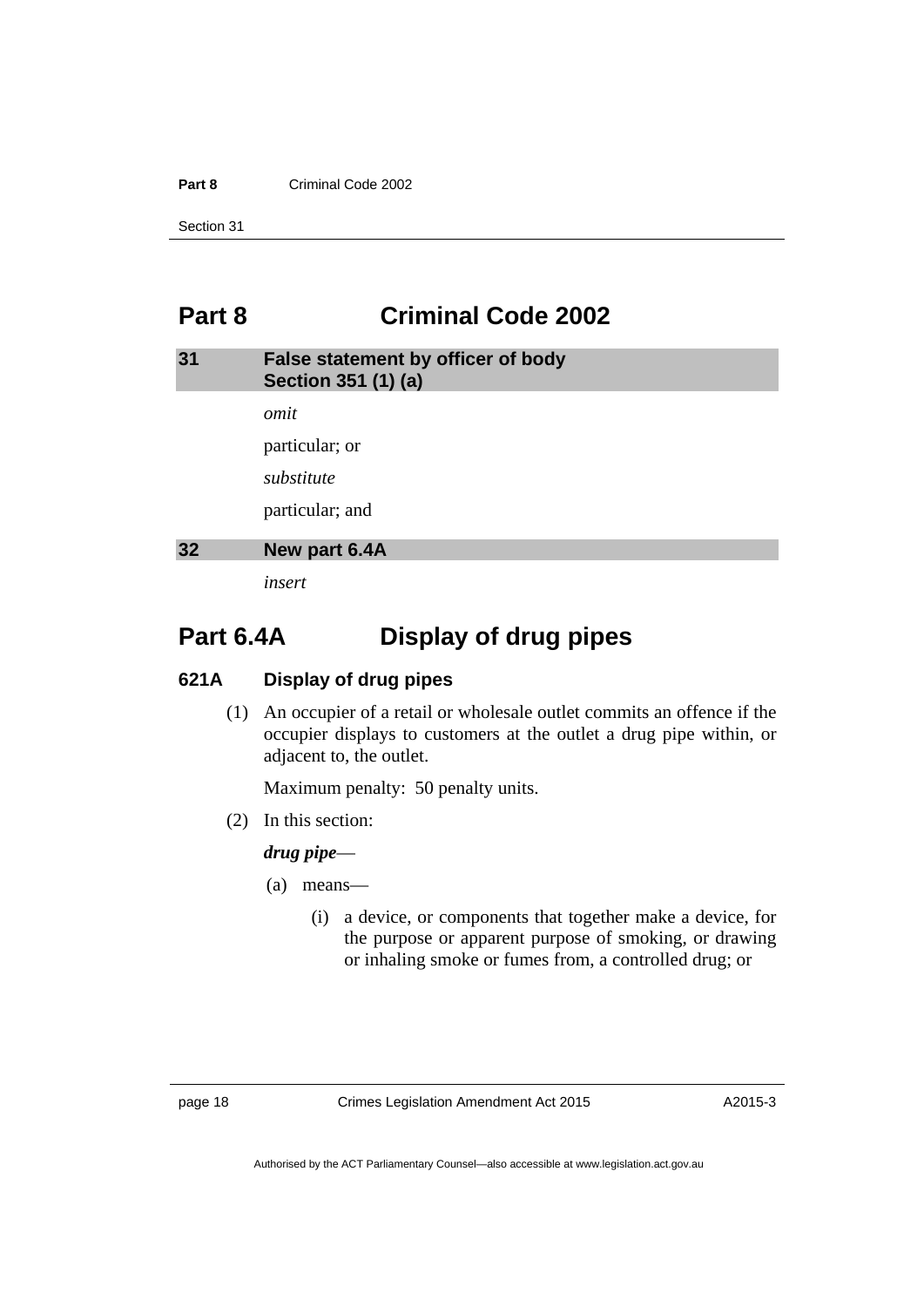# Part 8 Criminal Code 2002

## 31 False statement by officer of body Section 351 (1) (a)

*omit*

particular; or

*substitute*

particular; and

## 32 New part 6.4A

*insert*

# Part 6.4A Display of drug pipes

### 621A Display of drug pipes

(1) An occupier of a retail or wholesale outlet commits an offence if the occupier displays to customers at the outlet a drug pipe within, or adjacent to, the outlet.

Maximum penalty: 50 penalty units.

(2) In this section:

***drug pipe***—

(a) means—

(i) a device, or components that together make a device, for the purpose or apparent purpose of smoking, or drawing or inhaling smoke or fumes from, a controlled drug; or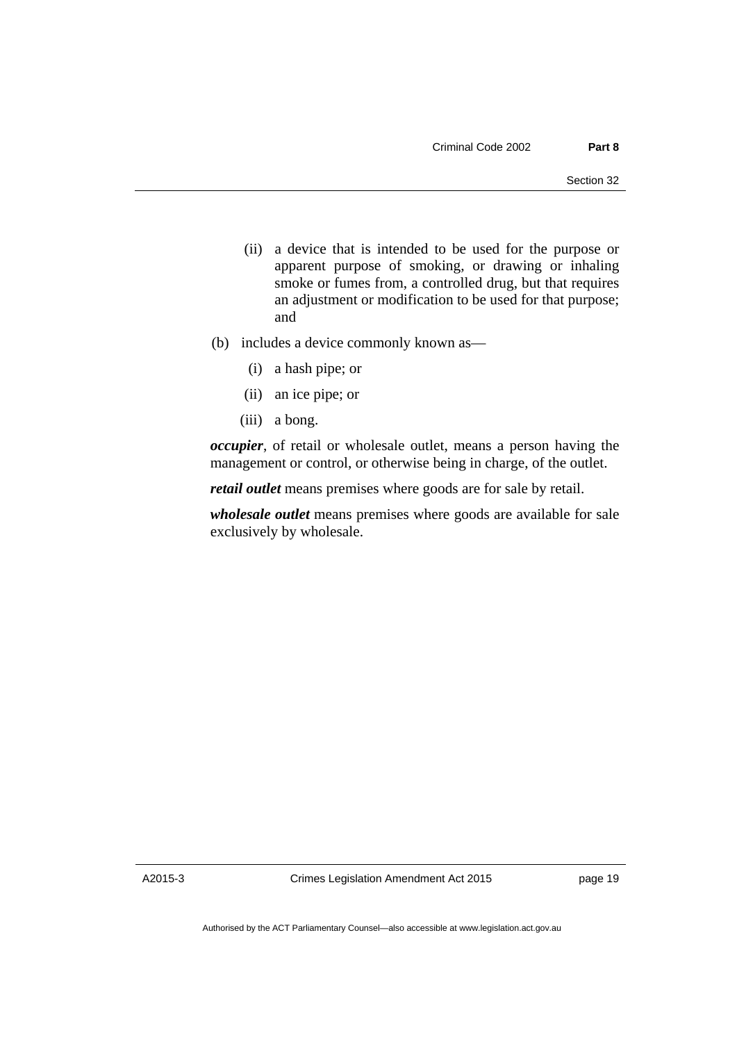(ii) a device that is intended to be used for the purpose or apparent purpose of smoking, or drawing or inhaling smoke or fumes from, a controlled drug, but that requires an adjustment or modification to be used for that purpose; and

(b) includes a device commonly known as—

(i) a hash pipe; or

(ii) an ice pipe; or

(iii) a bong.

***occupier***, of retail or wholesale outlet, means a person having the management or control, or otherwise being in charge, of the outlet.

***retail outlet*** means premises where goods are for sale by retail.

***wholesale outlet*** means premises where goods are available for sale exclusively by wholesale.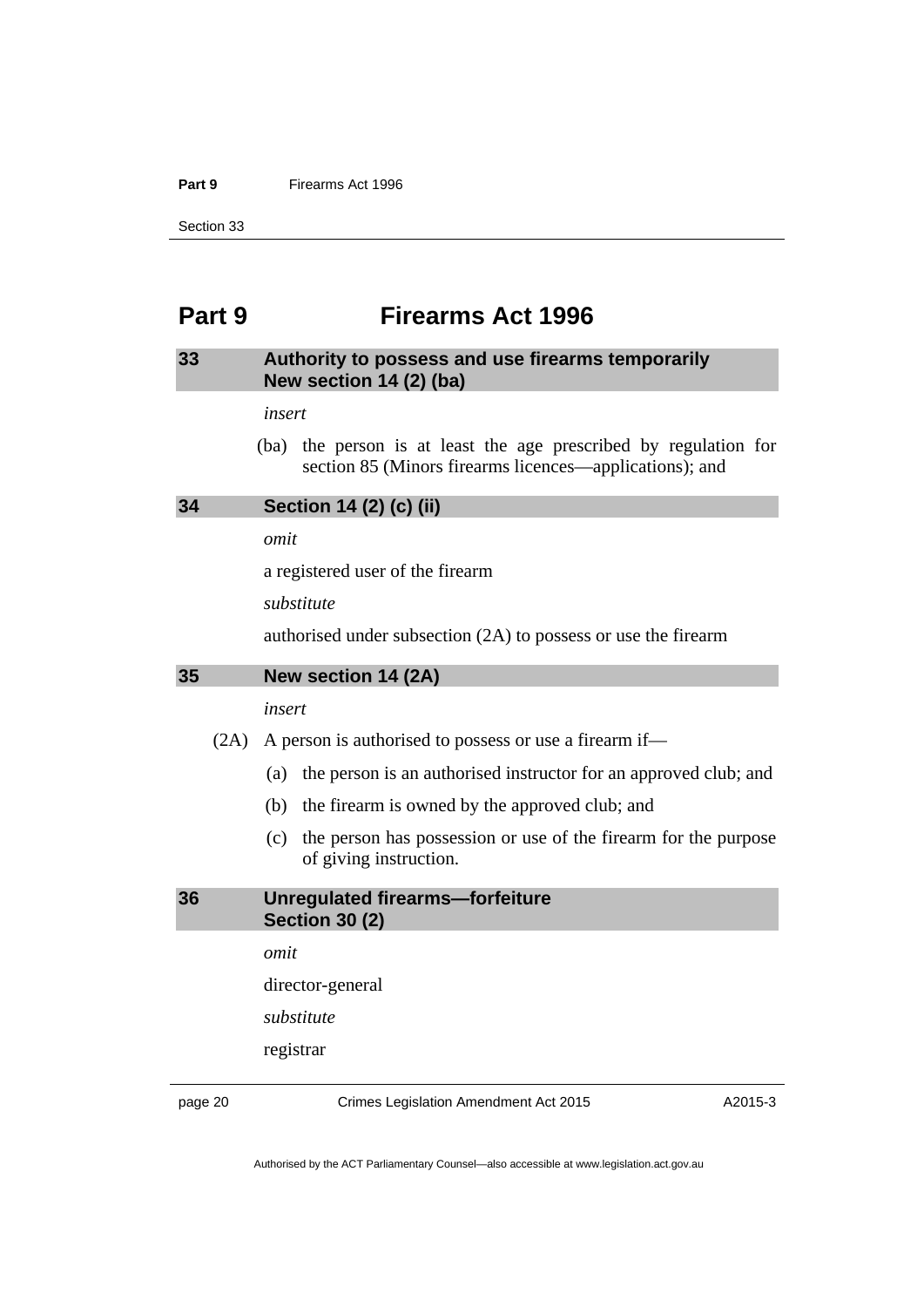# Part 9 Firearms Act 1996

## 33 Authority to possess and use firearms temporarily New section 14 (2) (ba)

*insert*

(ba) the person is at least the age prescribed by regulation for section 85 (Minors firearms licences—applications); and

## 34 Section 14 (2) (c) (ii)

*omit*

a registered user of the firearm

*substitute*

authorised under subsection (2A) to possess or use the firearm

## 35 New section 14 (2A)

*insert*

(2A) A person is authorised to possess or use a firearm if—

(a) the person is an authorised instructor for an approved club; and

(b) the firearm is owned by the approved club; and

(c) the person has possession or use of the firearm for the purpose of giving instruction.

## 36 Unregulated firearms—forfeiture Section 30 (2)

*omit*

director-general

*substitute*

registrar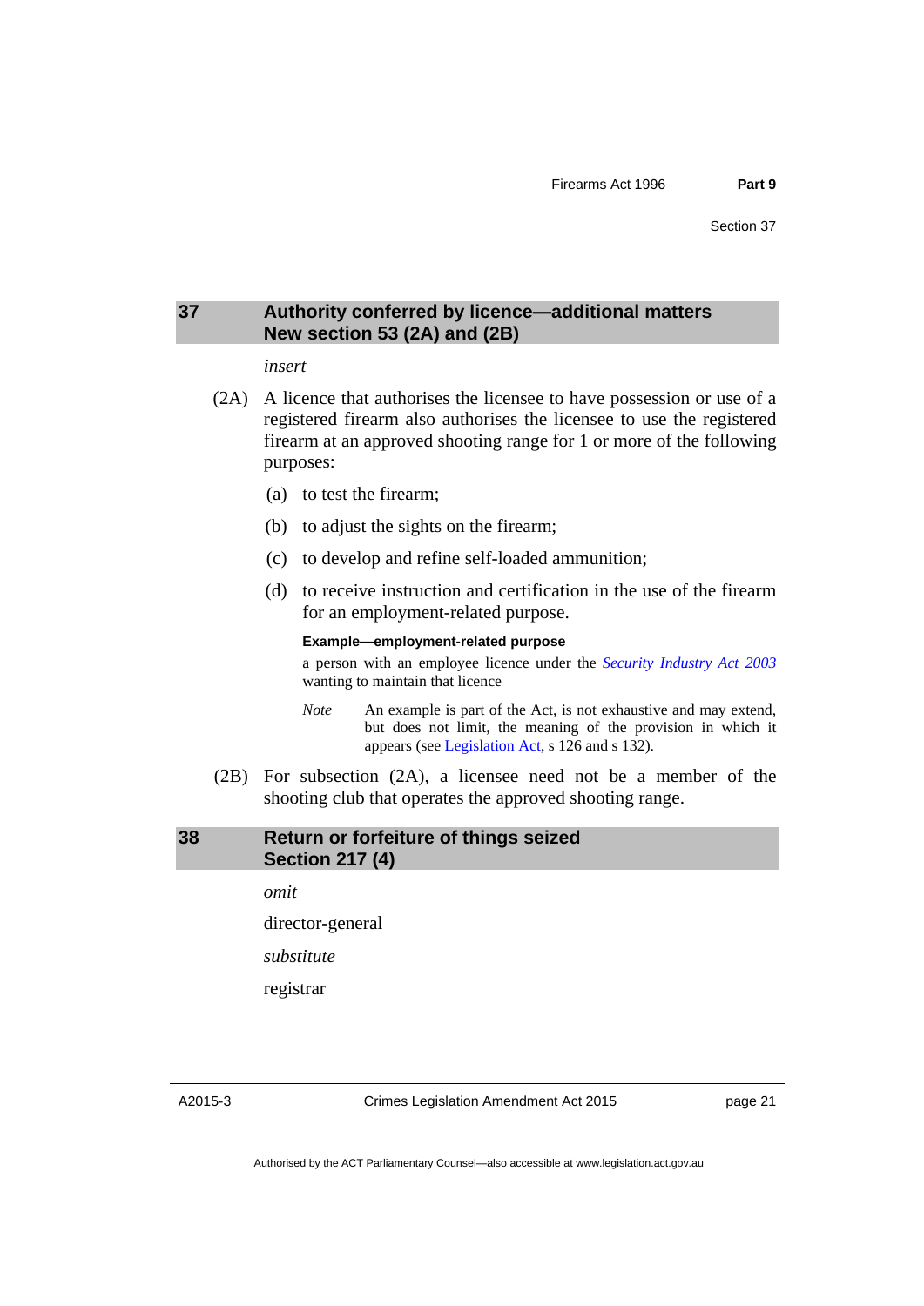## 37 Authority conferred by licence—additional matters New section 53 (2A) and (2B)

*insert*

(2A) A licence that authorises the licensee to have possession or use of a registered firearm also authorises the licensee to use the registered firearm at an approved shooting range for 1 or more of the following purposes:

(a) to test the firearm;

(b) to adjust the sights on the firearm;

(c) to develop and refine self-loaded ammunition;

(d) to receive instruction and certification in the use of the firearm for an employment-related purpose.

**Example—employment-related purpose**

a person with an employee licence under the *Security Industry Act 2003* wanting to maintain that licence

*Note* An example is part of the Act, is not exhaustive and may extend, but does not limit, the meaning of the provision in which it appears (see Legislation Act, s 126 and s 132).

(2B) For subsection (2A), a licensee need not be a member of the shooting club that operates the approved shooting range.

## 38 Return or forfeiture of things seized Section 217 (4)

*omit*

director-general

*substitute*

registrar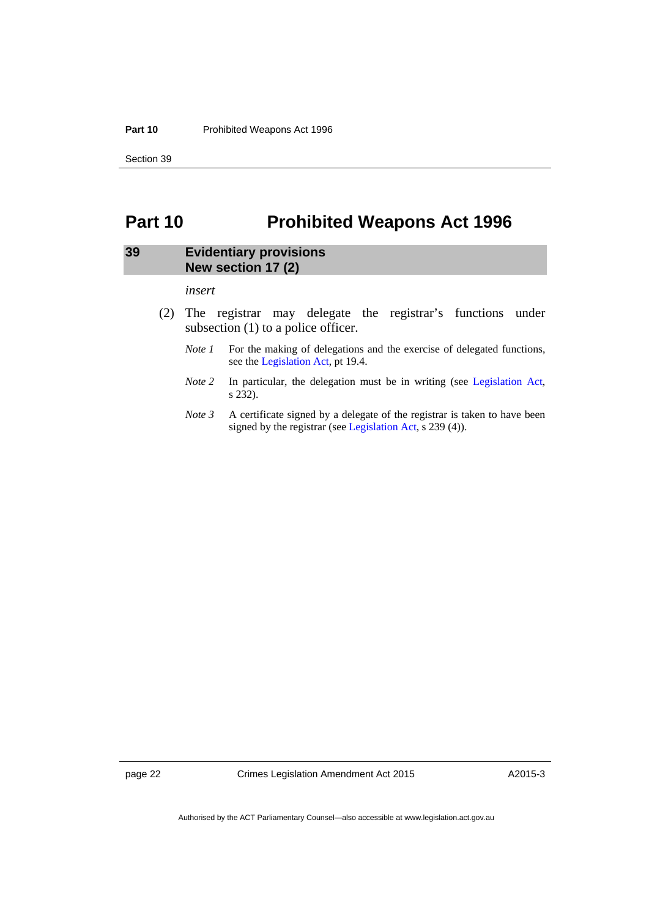# Part 10 Prohibited Weapons Act 1996

## 39 Evidentiary provisions New section 17 (2)

*insert*

(2) The registrar may delegate the registrar's functions under subsection (1) to a police officer.

*Note 1* For the making of delegations and the exercise of delegated functions, see the Legislation Act, pt 19.4.

*Note 2* In particular, the delegation must be in writing (see Legislation Act, s 232).

*Note 3* A certificate signed by a delegate of the registrar is taken to have been signed by the registrar (see Legislation Act, s 239 (4)).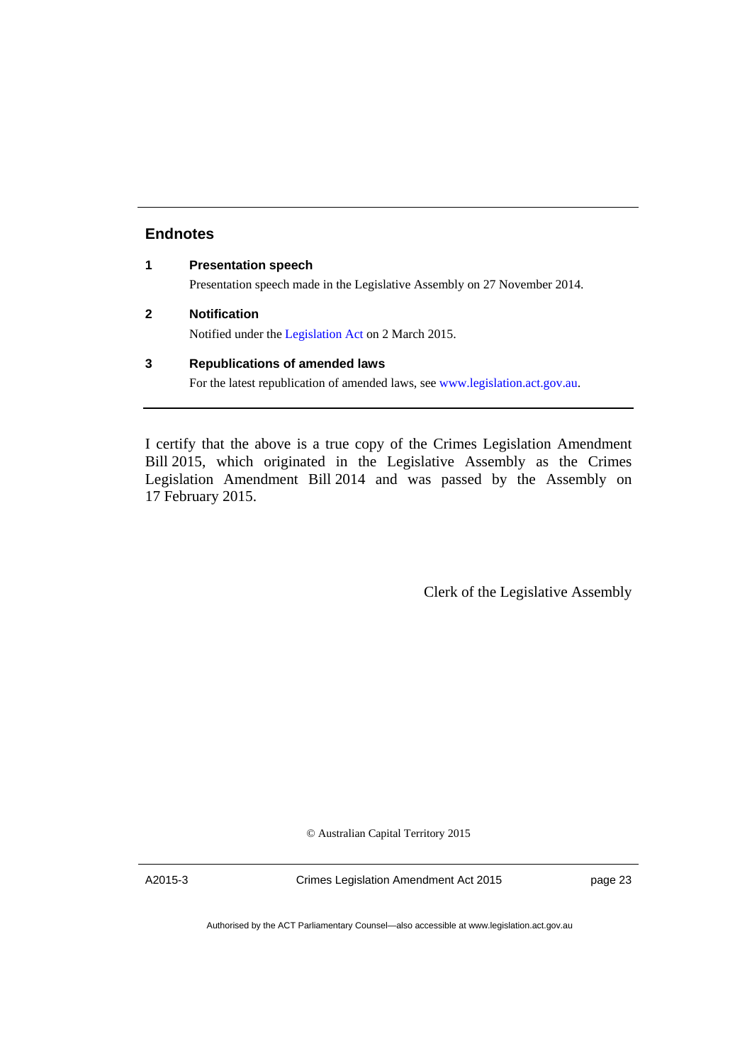## Endnotes

### 1 Presentation speech

Presentation speech made in the Legislative Assembly on 27 November 2014.

### 2 Notification

Notified under the Legislation Act on 2 March 2015.

### 3 Republications of amended laws

For the latest republication of amended laws, see www.legislation.act.gov.au.

I certify that the above is a true copy of the Crimes Legislation Amendment Bill 2015, which originated in the Legislative Assembly as the Crimes Legislation Amendment Bill 2014 and was passed by the Assembly on 17 February 2015.

Clerk of the Legislative Assembly

© Australian Capital Territory 2015